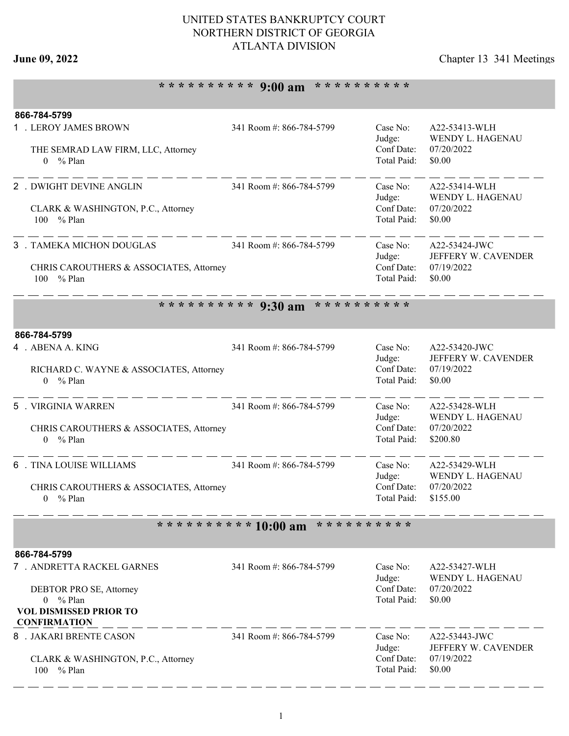# UNITED STATES BANKRUPTCY COURT
## NORTHERN DISTRICT OF GEORGIA
## ATLANTA DIVISION

**June 09, 2022** Chapter 13 341 Meetings

## ********** 9:00 am **********

**866-784-5799**

1 . LEROY JAMES BROWN — 341 Room #: 866-784-5799

THE SEMRAD LAW FIRM, LLC, Attorney
0 % Plan

Case No: A22-53413-WLH
Judge: WENDY L. HAGENAU
Conf Date: 07/20/2022
Total Paid: $0.00

---

2 . DWIGHT DEVINE ANGLIN — 341 Room #: 866-784-5799

CLARK & WASHINGTON, P.C., Attorney
100 % Plan

Case No: A22-53414-WLH
Judge: WENDY L. HAGENAU
Conf Date: 07/20/2022
Total Paid: $0.00

---

3 . TAMEKA MICHON DOUGLAS — 341 Room #: 866-784-5799

CHRIS CAROUTHERS & ASSOCIATES, Attorney
100 % Plan

Case No: A22-53424-JWC
Judge: JEFFERY W. CAVENDER
Conf Date: 07/19/2022
Total Paid: $0.00

---

## ********** 9:30 am **********

**866-784-5799**

4 . ABENA A. KING — 341 Room #: 866-784-5799

RICHARD C. WAYNE & ASSOCIATES, Attorney
0 % Plan

Case No: A22-53420-JWC
Judge: JEFFERY W. CAVENDER
Conf Date: 07/19/2022
Total Paid: $0.00

---

5 . VIRGINIA WARREN — 341 Room #: 866-784-5799

CHRIS CAROUTHERS & ASSOCIATES, Attorney
0 % Plan

Case No: A22-53428-WLH
Judge: WENDY L. HAGENAU
Conf Date: 07/20/2022
Total Paid: $200.80

---

6 . TINA LOUISE WILLIAMS — 341 Room #: 866-784-5799

CHRIS CAROUTHERS & ASSOCIATES, Attorney
0 % Plan

Case No: A22-53429-WLH
Judge: WENDY L. HAGENAU
Conf Date: 07/20/2022
Total Paid: $155.00

---

## ********** 10:00 am **********

**866-784-5799**

7 . ANDRETTA RACKEL GARNES — 341 Room #: 866-784-5799

DEBTOR PRO SE, Attorney
0 % Plan
**VOL DISMISSED PRIOR TO CONFIRMATION**

Case No: A22-53427-WLH
Judge: WENDY L. HAGENAU
Conf Date: 07/20/2022
Total Paid: $0.00

---

8 . JAKARI BRENTE CASON — 341 Room #: 866-784-5799

CLARK & WASHINGTON, P.C., Attorney
100 % Plan

Case No: A22-53443-JWC
Judge: JEFFERY W. CAVENDER
Conf Date: 07/19/2022
Total Paid: $0.00

---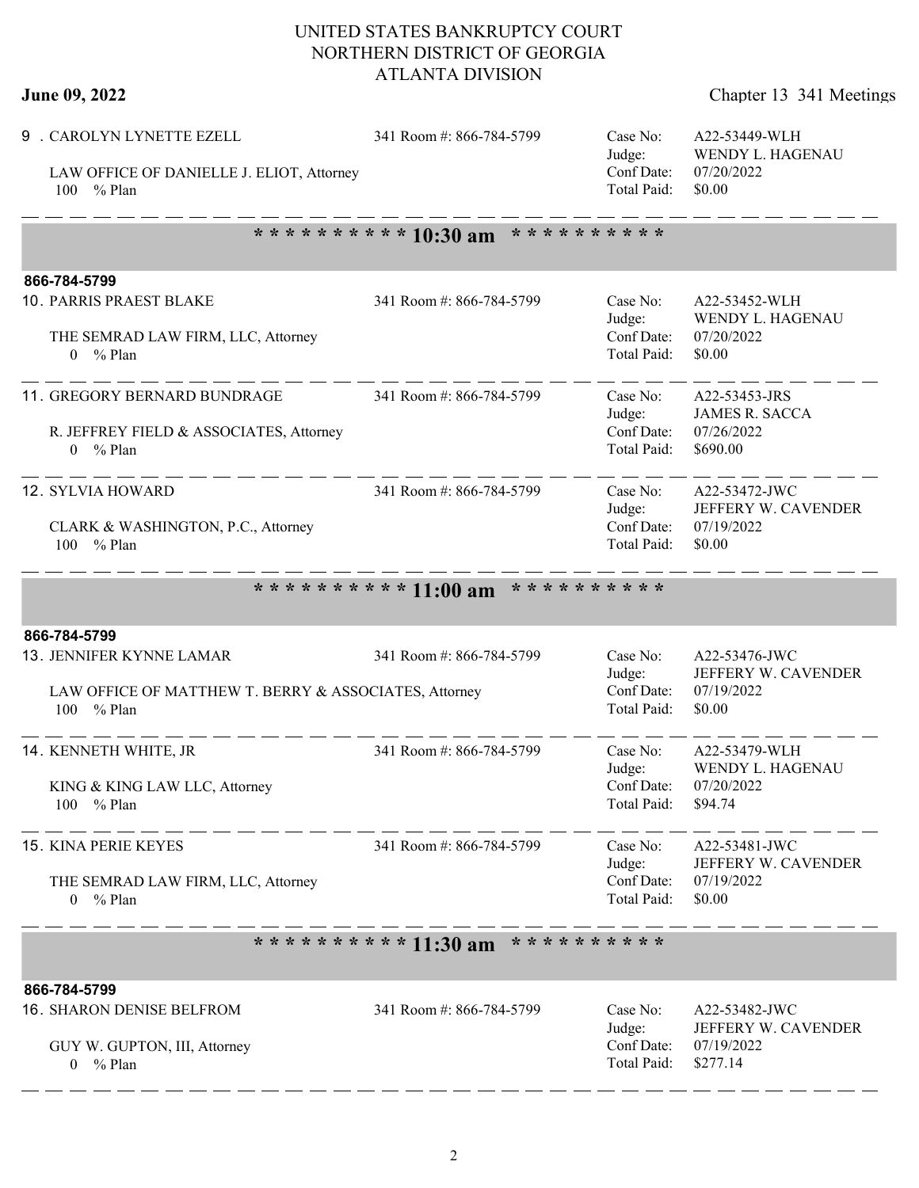# UNITED STATES BANKRUPTCY COURT
## NORTHERN DISTRICT OF GEORGIA
## ATLANTA DIVISION

**June 09, 2022** Chapter 13 341 Meetings

9 . CAROLYN LYNETTE EZELL 341 Room #: 866-784-5799
LAW OFFICE OF DANIELLE J. ELIOT, Attorney
100 % Plan

Case No: A22-53449-WLH
Judge: WENDY L. HAGENAU
Conf Date: 07/20/2022
Total Paid: $0.00

---

**\* \* \* \* \* \* \* \* \* \* 10:30 am \* \* \* \* \* \* \* \* \* \***

**866-784-5799**

10. PARRIS PRAEST BLAKE 341 Room #: 866-784-5799
THE SEMRAD LAW FIRM, LLC, Attorney
0 % Plan

Case No: A22-53452-WLH
Judge: WENDY L. HAGENAU
Conf Date: 07/20/2022
Total Paid: $0.00

---

11. GREGORY BERNARD BUNDRAGE 341 Room #: 866-784-5799
R. JEFFREY FIELD & ASSOCIATES, Attorney
0 % Plan

Case No: A22-53453-JRS
Judge: JAMES R. SACCA
Conf Date: 07/26/2022
Total Paid: $690.00

---

12. SYLVIA HOWARD 341 Room #: 866-784-5799
CLARK & WASHINGTON, P.C., Attorney
100 % Plan

Case No: A22-53472-JWC
Judge: JEFFERY W. CAVENDER
Conf Date: 07/19/2022
Total Paid: $0.00

---

**\* \* \* \* \* \* \* \* \* \* 11:00 am \* \* \* \* \* \* \* \* \* \***

**866-784-5799**

13. JENNIFER KYNNE LAMAR 341 Room #: 866-784-5799
LAW OFFICE OF MATTHEW T. BERRY & ASSOCIATES, Attorney
100 % Plan

Case No: A22-53476-JWC
Judge: JEFFERY W. CAVENDER
Conf Date: 07/19/2022
Total Paid: $0.00

---

14. KENNETH WHITE, JR 341 Room #: 866-784-5799
KING & KING LAW LLC, Attorney
100 % Plan

Case No: A22-53479-WLH
Judge: WENDY L. HAGENAU
Conf Date: 07/20/2022
Total Paid: $94.74

---

15. KINA PERIE KEYES 341 Room #: 866-784-5799
THE SEMRAD LAW FIRM, LLC, Attorney
0 % Plan

Case No: A22-53481-JWC
Judge: JEFFERY W. CAVENDER
Conf Date: 07/19/2022
Total Paid: $0.00

---

**\* \* \* \* \* \* \* \* \* \* 11:30 am \* \* \* \* \* \* \* \* \* \***

**866-784-5799**

16. SHARON DENISE BELFROM 341 Room #: 866-784-5799
GUY W. GUPTON, III, Attorney
0 % Plan

Case No: A22-53482-JWC
Judge: JEFFERY W. CAVENDER
Conf Date: 07/19/2022
Total Paid: $277.14

---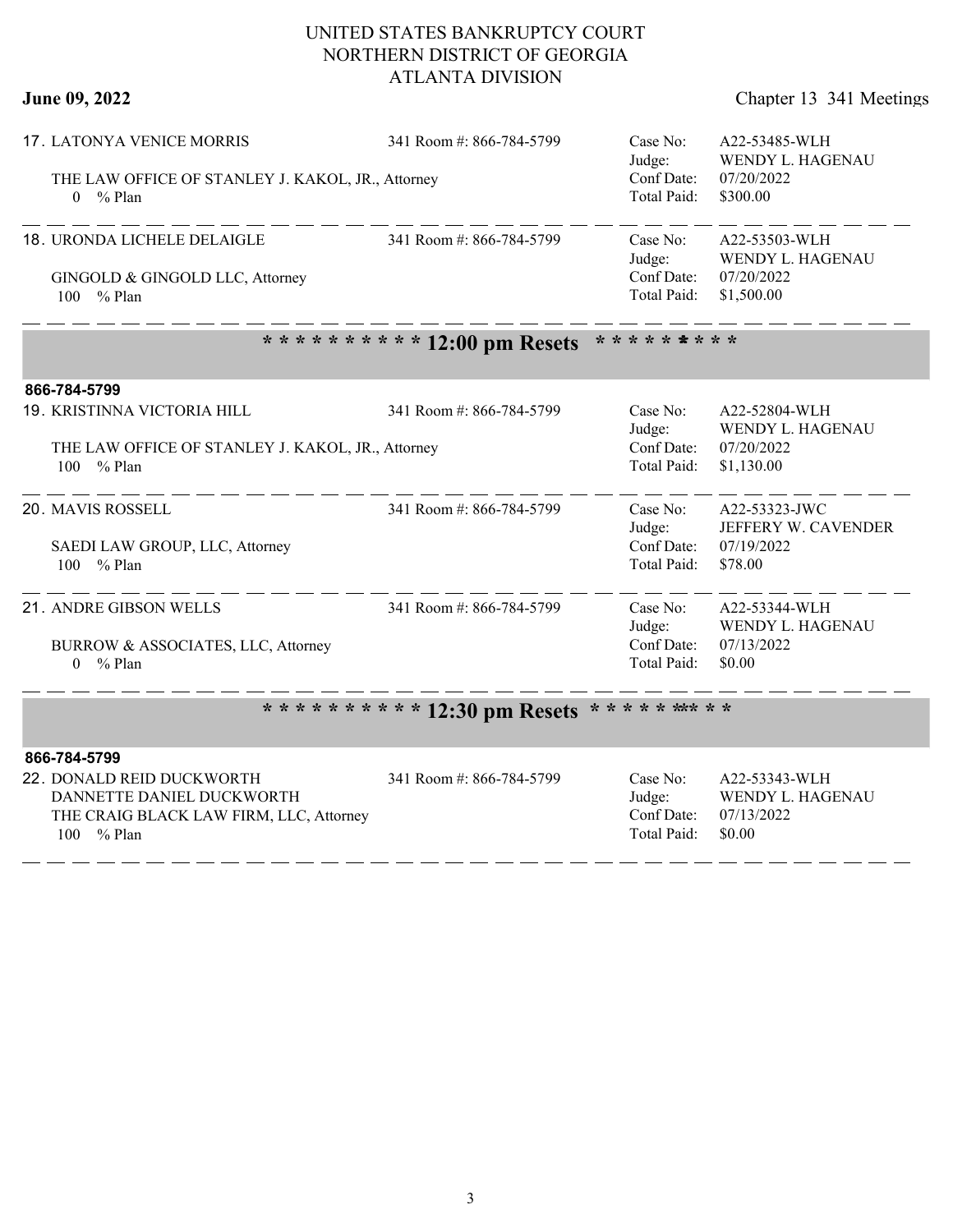# UNITED STATES BANKRUPTCY COURT
# NORTHERN DISTRICT OF GEORGIA
# ATLANTA DIVISION

**June 09, 2022** Chapter 13 341 Meetings

17. LATONYA VENICE MORRIS — 341 Room #: 866-784-5799
THE LAW OFFICE OF STANLEY J. KAKOL, JR., Attorney
0 % Plan

Case No: A22-53485-WLH
Judge: WENDY L. HAGENAU
Conf Date: 07/20/2022
Total Paid: $300.00

---

18. URONDA LICHELE DELAIGLE — 341 Room #: 866-784-5799
GINGOLD & GINGOLD LLC, Attorney
100 % Plan

Case No: A22-53503-WLH
Judge: WENDY L. HAGENAU
Conf Date: 07/20/2022
Total Paid: $1,500.00

---

## * * * * * * * * * * 12:00 pm Resets * * * * * * * * * *

**866-784-5799**

19. KRISTINNA VICTORIA HILL — 341 Room #: 866-784-5799
THE LAW OFFICE OF STANLEY J. KAKOL, JR., Attorney
100 % Plan

Case No: A22-52804-WLH
Judge: WENDY L. HAGENAU
Conf Date: 07/20/2022
Total Paid: $1,130.00

---

20. MAVIS ROSSELL — 341 Room #: 866-784-5799
SAEDI LAW GROUP, LLC, Attorney
100 % Plan

Case No: A22-53323-JWC
Judge: JEFFERY W. CAVENDER
Conf Date: 07/19/2022
Total Paid: $78.00

---

21. ANDRE GIBSON WELLS — 341 Room #: 866-784-5799
BURROW & ASSOCIATES, LLC, Attorney
0 % Plan

Case No: A22-53344-WLH
Judge: WENDY L. HAGENAU
Conf Date: 07/13/2022
Total Paid: $0.00

---

## * * * * * * * * * * 12:30 pm Resets * * * * * * * * * *

**866-784-5799**

22. DONALD REID DUCKWORTH — 341 Room #: 866-784-5799
DANNETTE DANIEL DUCKWORTH
THE CRAIG BLACK LAW FIRM, LLC, Attorney
100 % Plan

Case No: A22-53343-WLH
Judge: WENDY L. HAGENAU
Conf Date: 07/13/2022
Total Paid: $0.00

---